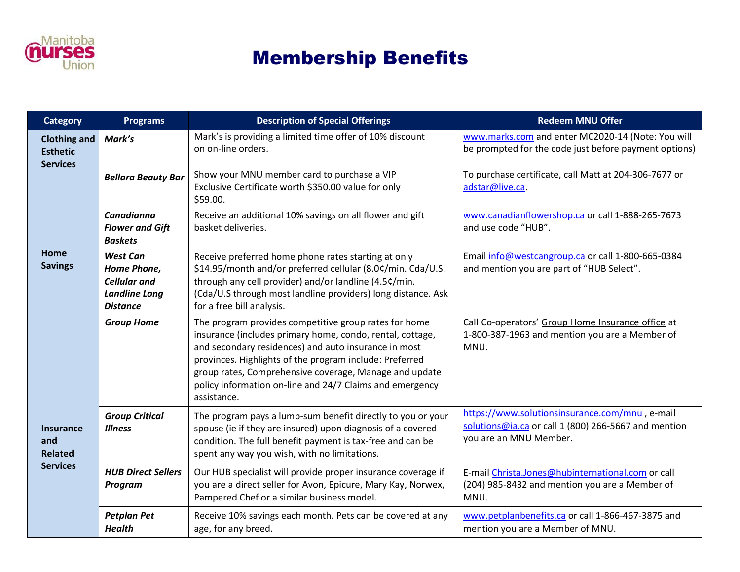# Membership Benefits

| Category | Programs | Description of Special Offerings | Redeem MNU Offer |
|---|---|---|---|
| **Clothing and Esthetic Services** | ***Mark's*** | Mark's is providing a limited time offer of 10% discount on on-line orders. | www.marks.com and enter MC2020-14 (Note: You will be prompted for the code just before payment options) |
| | ***Bellara Beauty Bar*** | Show your MNU member card to purchase a VIP Exclusive Certificate worth $350.00 value for only $59.00. | To purchase certificate, call Matt at 204-306-7677 or adstar@live.ca. |
| **Home Savings** | ***Canadianna Flower and Gift Baskets*** | Receive an additional 10% savings on all flower and gift basket deliveries. | www.canadianflowershop.ca or call 1-888-265-7673 and use code "HUB". |
| | ***West Can Home Phone, Cellular and Landline Long Distance*** | Receive preferred home phone rates starting at only $14.95/month and/or preferred cellular (8.0¢/min. Cda/U.S. through any cell provider) and/or landline (4.5¢/min. (Cda/U.S through most landline providers) long distance. Ask for a free bill analysis. | Email info@westcangroup.ca or call 1-800-665-0384 and mention you are part of "HUB Select". |
| **Insurance and Related Services** | ***Group Home*** | The program provides competitive group rates for home insurance (includes primary home, condo, rental, cottage, and secondary residences) and auto insurance in most provinces. Highlights of the program include: Preferred group rates, Comprehensive coverage, Manage and update policy information on-line and 24/7 Claims and emergency assistance. | Call Co-operators' Group Home Insurance office at 1-800-387-1963 and mention you are a Member of MNU. |
| | ***Group Critical Illness*** | The program pays a lump-sum benefit directly to you or your spouse (ie if they are insured) upon diagnosis of a covered condition. The full benefit payment is tax-free and can be spent any way you wish, with no limitations. | https://www.solutionsinsurance.com/mnu , e-mail solutions@ia.ca or call 1 (800) 266-5667 and mention you are an MNU Member. |
| | ***HUB Direct Sellers Program*** | Our HUB specialist will provide proper insurance coverage if you are a direct seller for Avon, Epicure, Mary Kay, Norwex, Pampered Chef or a similar business model. | E-mail Christa.Jones@hubinternational.com or call (204) 985-8432 and mention you are a Member of MNU. |
| | ***Petplan Pet Health*** | Receive 10% savings each month. Pets can be covered at any age, for any breed. | www.petplanbenefits.ca or call 1-866-467-3875 and mention you are a Member of MNU. |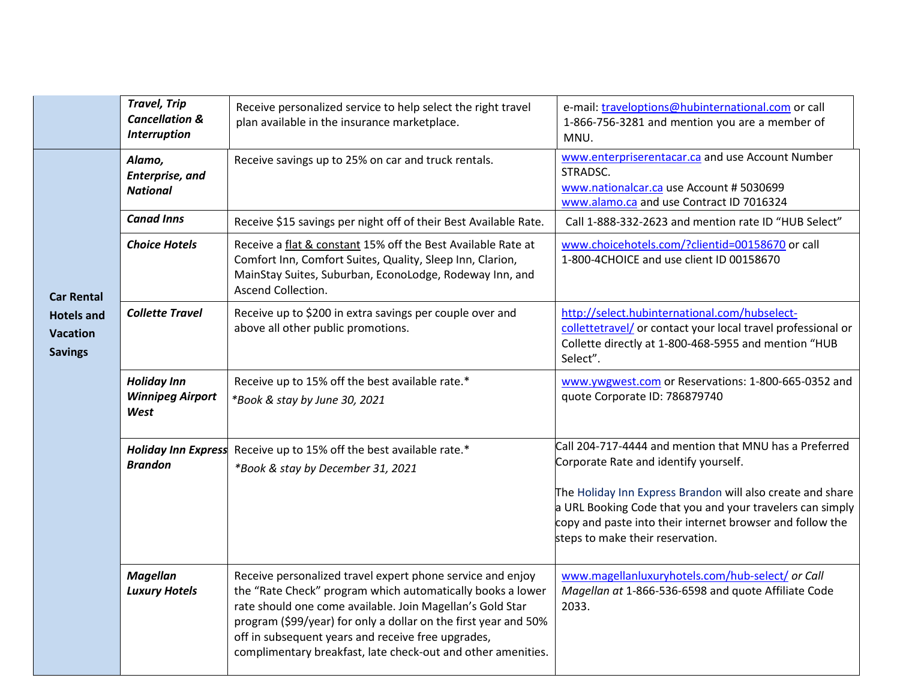| | | | |
|---|---|---|---|
| | ***Travel, Trip Cancellation & Interruption*** | Receive personalized service to help select the right travel plan available in the insurance marketplace. | e-mail: traveloptions@hubinternational.com or call 1-866-756-3281 and mention you are a member of MNU. |
| **Car Rental Hotels and Vacation Savings** | ***Alamo, Enterprise, and National*** | Receive savings up to 25% on car and truck rentals. | www.enterpriserentacar.ca and use Account Number STRADSC.<br>www.nationalcar.ca use Account # 5030699<br>www.alamo.ca and use Contract ID 7016324 |
| | ***Canad Inns*** | Receive $15 savings per night off of their Best Available Rate. | Call 1-888-332-2623 and mention rate ID "HUB Select" |
| | ***Choice Hotels*** | Receive a flat & constant 15% off the Best Available Rate at Comfort Inn, Comfort Suites, Quality, Sleep Inn, Clarion, MainStay Suites, Suburban, EconoLodge, Rodeway Inn, and Ascend Collection. | www.choicehotels.com/?clientid=00158670 or call 1-800-4CHOICE and use client ID 00158670 |
| | ***Collette Travel*** | Receive up to $200 in extra savings per couple over and above all other public promotions. | http://select.hubinternational.com/hubselect-collettetravel/ or contact your local travel professional or Collette directly at 1-800-468-5955 and mention "HUB Select". |
| | ***Holiday Inn Winnipeg Airport West*** | Receive up to 15% off the best available rate.*<br>*\*Book & stay by June 30, 2021* | www.ywgwest.com or Reservations: 1-800-665-0352 and quote Corporate ID: 786879740 |
| | ***Holiday Inn Express Brandon*** | Receive up to 15% off the best available rate.*<br>*\*Book & stay by December 31, 2021* | Call 204-717-4444 and mention that MNU has a Preferred Corporate Rate and identify yourself.<br><br>The Holiday Inn Express Brandon will also create and share a URL Booking Code that you and your travelers can simply copy and paste into their internet browser and follow the steps to make their reservation. |
| | ***Magellan Luxury Hotels*** | Receive personalized travel expert phone service and enjoy the "Rate Check" program which automatically books a lower rate should one come available. Join Magellan's Gold Star program ($99/year) for only a dollar on the first year and 50% off in subsequent years and receive free upgrades, complimentary breakfast, late check-out and other amenities. | www.magellanluxuryhotels.com/hub-select/ *or Call Magellan at* 1-866-536-6598 and quote Affiliate Code 2033. |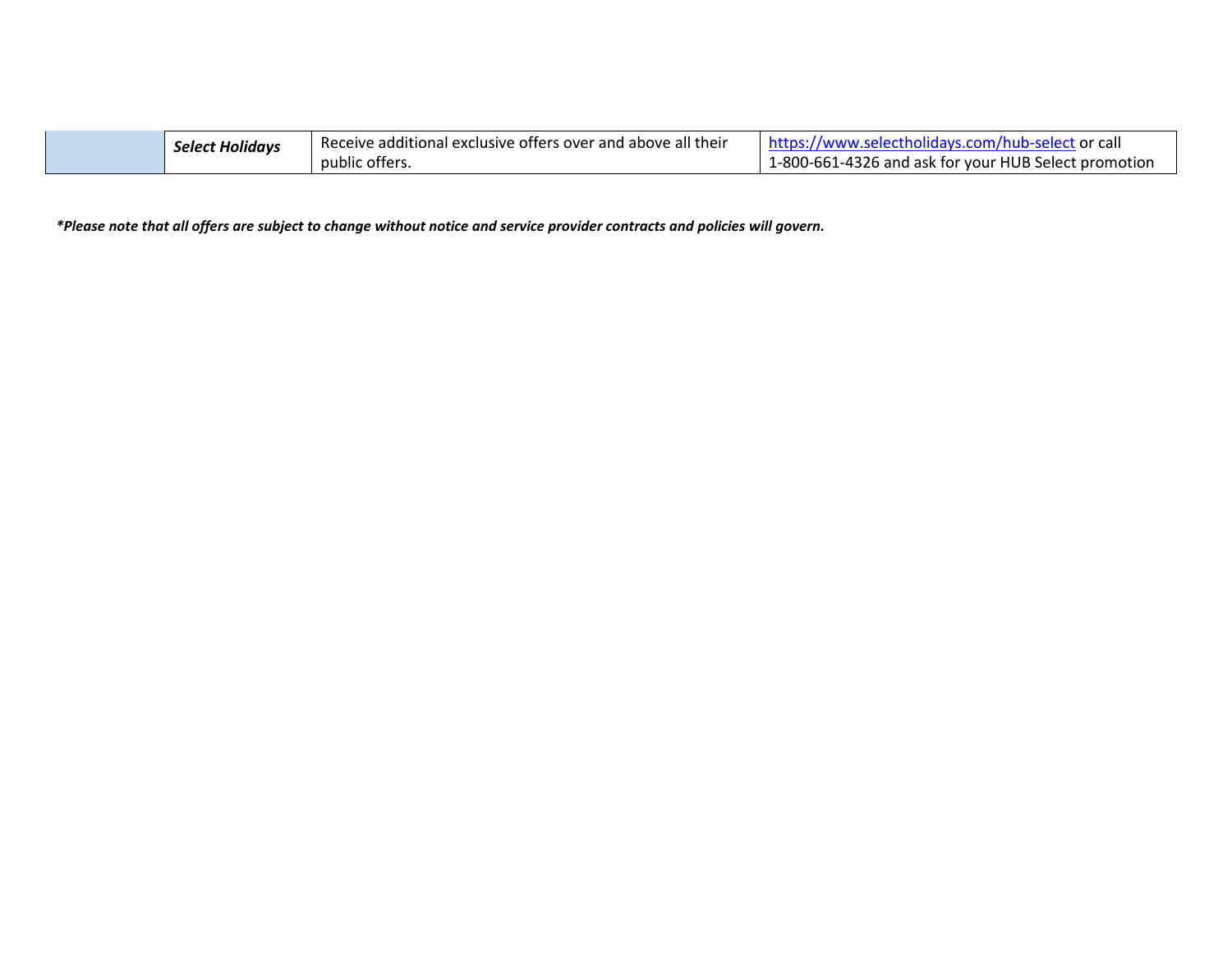| | | | |
|---|---|---|---|
| | ***Select Holidays*** | Receive additional exclusive offers over and above all their public offers. | https://www.selectholidays.com/hub-select or call 1-800-661-4326 and ask for your HUB Select promotion |

***Please note that all offers are subject to change without notice and service provider contracts and policies will govern.**